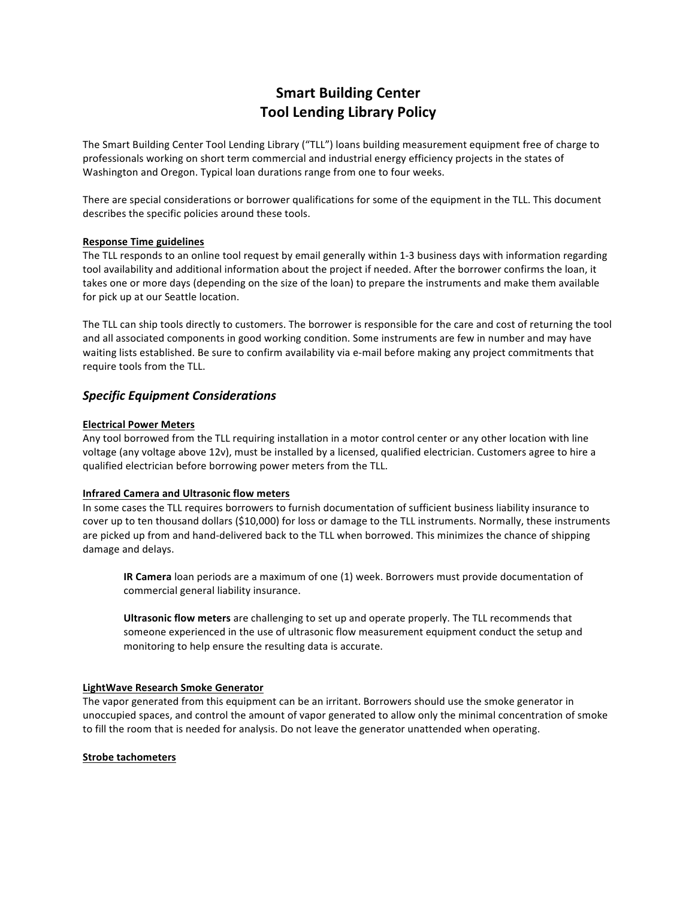# Smart Building Center
# Tool Lending Library Policy

The Smart Building Center Tool Lending Library ("TLL") loans building measurement equipment free of charge to professionals working on short term commercial and industrial energy efficiency projects in the states of Washington and Oregon. Typical loan durations range from one to four weeks.

There are special considerations or borrower qualifications for some of the equipment in the TLL. This document describes the specific policies around these tools.

**Response Time guidelines**

The TLL responds to an online tool request by email generally within 1-3 business days with information regarding tool availability and additional information about the project if needed. After the borrower confirms the loan, it takes one or more days (depending on the size of the loan) to prepare the instruments and make them available for pick up at our Seattle location.

The TLL can ship tools directly to customers. The borrower is responsible for the care and cost of returning the tool and all associated components in good working condition. Some instruments are few in number and may have waiting lists established. Be sure to confirm availability via e-mail before making any project commitments that require tools from the TLL.

## *Specific Equipment Considerations*

**Electrical Power Meters**

Any tool borrowed from the TLL requiring installation in a motor control center or any other location with line voltage (any voltage above 12v), must be installed by a licensed, qualified electrician. Customers agree to hire a qualified electrician before borrowing power meters from the TLL.

**Infrared Camera and Ultrasonic flow meters**

In some cases the TLL requires borrowers to furnish documentation of sufficient business liability insurance to cover up to ten thousand dollars ($10,000) for loss or damage to the TLL instruments. Normally, these instruments are picked up from and hand-delivered back to the TLL when borrowed. This minimizes the chance of shipping damage and delays.

> **IR Camera** loan periods are a maximum of one (1) week. Borrowers must provide documentation of commercial general liability insurance.
>
> **Ultrasonic flow meters** are challenging to set up and operate properly. The TLL recommends that someone experienced in the use of ultrasonic flow measurement equipment conduct the setup and monitoring to help ensure the resulting data is accurate.

**LightWave Research Smoke Generator**

The vapor generated from this equipment can be an irritant. Borrowers should use the smoke generator in unoccupied spaces, and control the amount of vapor generated to allow only the minimal concentration of smoke to fill the room that is needed for analysis. Do not leave the generator unattended when operating.

**Strobe tachometers**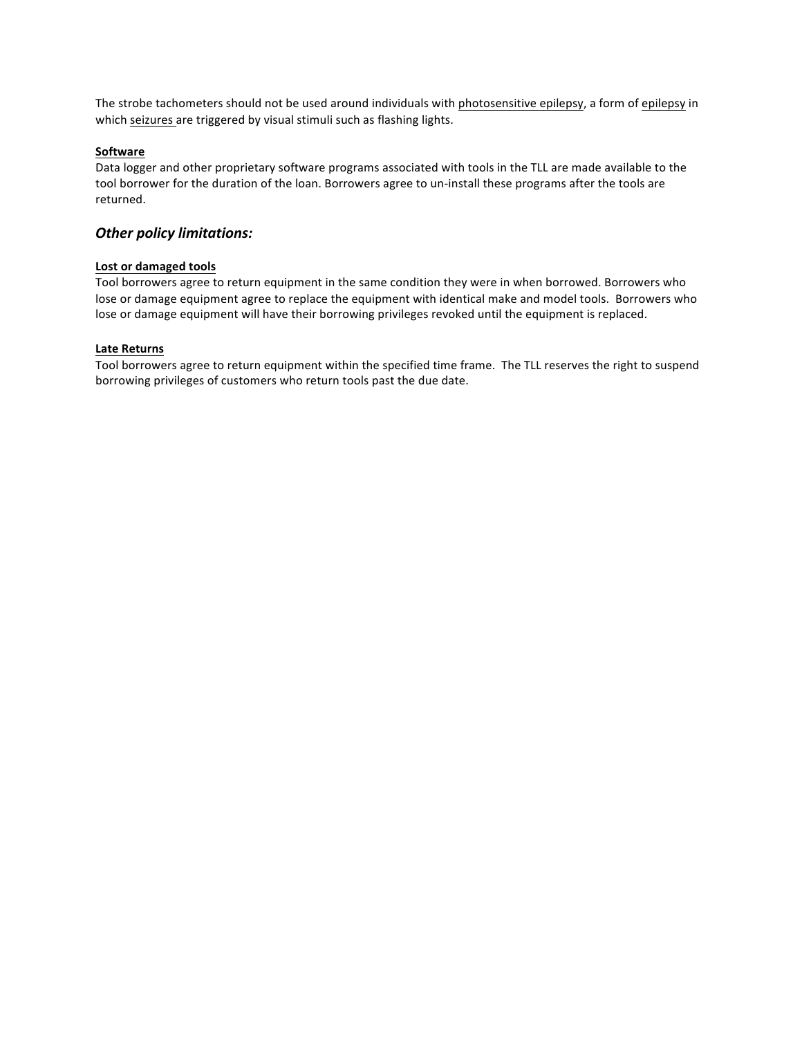The strobe tachometers should not be used around individuals with photosensitive epilepsy, a form of epilepsy in which seizures are triggered by visual stimuli such as flashing lights.

**Software**

Data logger and other proprietary software programs associated with tools in the TLL are made available to the tool borrower for the duration of the loan. Borrowers agree to un-install these programs after the tools are returned.

## *Other policy limitations:*

**Lost or damaged tools**

Tool borrowers agree to return equipment in the same condition they were in when borrowed. Borrowers who lose or damage equipment agree to replace the equipment with identical make and model tools. Borrowers who lose or damage equipment will have their borrowing privileges revoked until the equipment is replaced.

**Late Returns**

Tool borrowers agree to return equipment within the specified time frame. The TLL reserves the right to suspend borrowing privileges of customers who return tools past the due date.